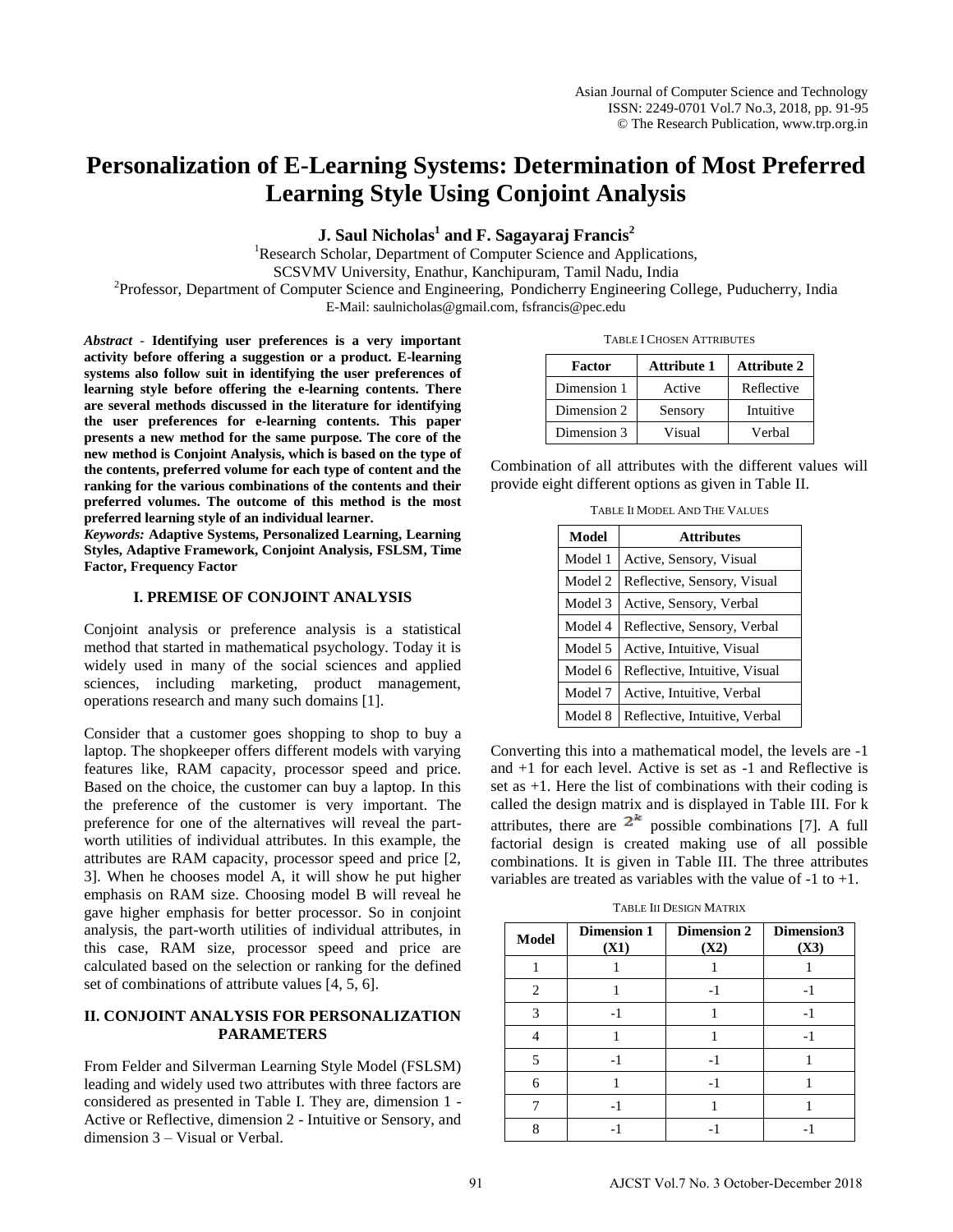# Personalization of E-Learning Systems: Determination of Most Preferred Learning Style Using Conjoint Analysis

**J. Saul Nicholas[1] and F. Sagayaraj Francis[2]**

[1]Research Scholar, Department of Computer Science and Applications,
SCSVMV University, Enathur, Kanchipuram, Tamil Nadu, India
[2]Professor, Department of Computer Science and Engineering, Pondicherry Engineering College, Puducherry, India
E-Mail: saulnicholas@gmail.com, fsfrancis@pec.edu

***Abstract*** - **Identifying user preferences is a very important activity before offering a suggestion or a product. E-learning systems also follow suit in identifying the user preferences of learning style before offering the e-learning contents. There are several methods discussed in the literature for identifying the user preferences for e-learning contents. This paper presents a new method for the same purpose. The core of the new method is Conjoint Analysis, which is based on the type of the contents, preferred volume for each type of content and the ranking for the various combinations of the contents and their preferred volumes. The outcome of this method is the most preferred learning style of an individual learner.**

***Keywords:*** **Adaptive Systems, Personalized Learning, Learning Styles, Adaptive Framework, Conjoint Analysis, FSLSM, Time Factor, Frequency Factor**

## I. PREMISE OF CONJOINT ANALYSIS

Conjoint analysis or preference analysis is a statistical method that started in mathematical psychology. Today it is widely used in many of the social sciences and applied sciences, including marketing, product management, operations research and many such domains [1].

Consider that a customer goes shopping to shop to buy a laptop. The shopkeeper offers different models with varying features like, RAM capacity, processor speed and price. Based on the choice, the customer can buy a laptop. In this the preference of the customer is very important. The preference for one of the alternatives will reveal the part-worth utilities of individual attributes. In this example, the attributes are RAM capacity, processor speed and price [2, 3]. When he chooses model A, it will show he put higher emphasis on RAM size. Choosing model B will reveal he gave higher emphasis for better processor. So in conjoint analysis, the part-worth utilities of individual attributes, in this case, RAM size, processor speed and price are calculated based on the selection or ranking for the defined set of combinations of attribute values [4, 5, 6].

## II. CONJOINT ANALYSIS FOR PERSONALIZATION PARAMETERS

From Felder and Silverman Learning Style Model (FSLSM) leading and widely used two attributes with three factors are considered as presented in Table I. They are, dimension 1 - Active or Reflective, dimension 2 - Intuitive or Sensory, and dimension 3 – Visual or Verbal.

TABLE I CHOSEN ATTRIBUTES

| Factor | Attribute 1 | Attribute 2 |
|---|---|---|
| Dimension 1 | Active | Reflective |
| Dimension 2 | Sensory | Intuitive |
| Dimension 3 | Visual | Verbal |

Combination of all attributes with the different values will provide eight different options as given in Table II.

TABLE II MODEL AND THE VALUES

| Model | Attributes |
|---|---|
| Model 1 | Active, Sensory, Visual |
| Model 2 | Reflective, Sensory, Visual |
| Model 3 | Active, Sensory, Verbal |
| Model 4 | Reflective, Sensory, Verbal |
| Model 5 | Active, Intuitive, Visual |
| Model 6 | Reflective, Intuitive, Visual |
| Model 7 | Active, Intuitive, Verbal |
| Model 8 | Reflective, Intuitive, Verbal |

Converting this into a mathematical model, the levels are -1 and +1 for each level. Active is set as -1 and Reflective is set as +1. Here the list of combinations with their coding is called the design matrix and is displayed in Table III. For k attributes, there are $2^k$ possible combinations [7]. A full factorial design is created making use of all possible combinations. It is given in Table III. The three attributes variables are treated as variables with the value of -1 to +1.

TABLE III DESIGN MATRIX

| Model | Dimension 1 (X1) | Dimension 2 (X2) | Dimension3 (X3) |
|---|---|---|---|
| 1 | 1 | 1 | 1 |
| 2 | 1 | -1 | -1 |
| 3 | -1 | 1 | -1 |
| 4 | 1 | 1 | -1 |
| 5 | -1 | -1 | 1 |
| 6 | 1 | -1 | 1 |
| 7 | -1 | 1 | 1 |
| 8 | -1 | -1 | -1 |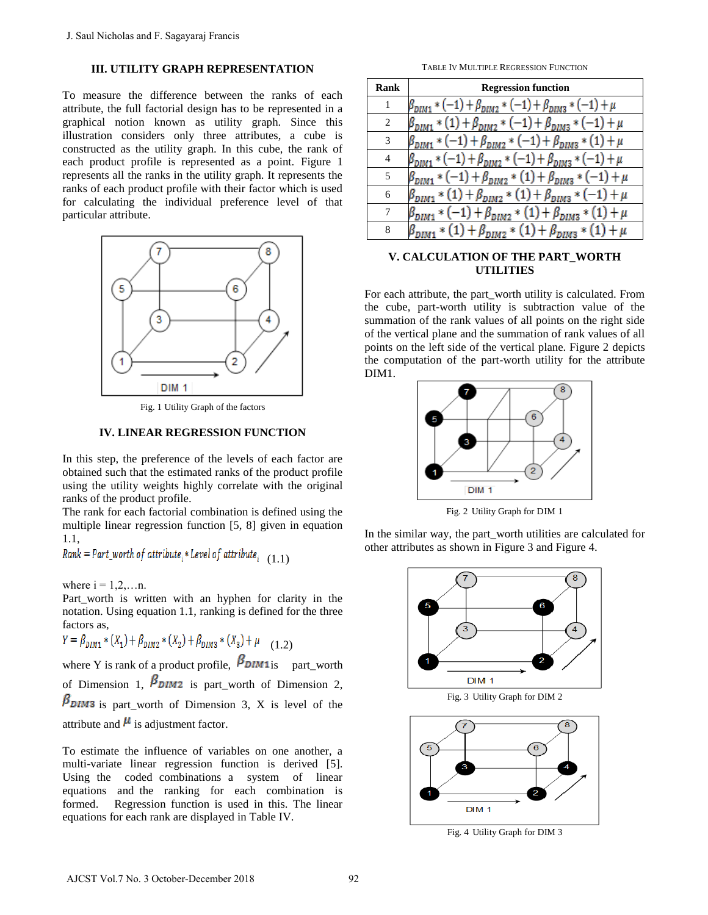## III. UTILITY GRAPH REPRESENTATION

To measure the difference between the ranks of each attribute, the full factorial design has to be represented in a graphical notion known as utility graph. Since this illustration considers only three attributes, a cube is constructed as the utility graph. In this cube, the rank of each product profile is represented as a point. Figure 1 represents all the ranks in the utility graph. It represents the ranks of each product profile with their factor which is used for calculating the individual preference level of that particular attribute.

Fig. 1 Utility Graph of the factors

## IV. LINEAR REGRESSION FUNCTION

In this step, the preference of the levels of each factor are obtained such that the estimated ranks of the product profile using the utility weights highly correlate with the original ranks of the product profile.

The rank for each factorial combination is defined using the multiple linear regression function [5, 8] given in equation 1.1,

$$Rank = Part\_worth\ of\ attribute_i * Level\ of\ attribute_i \quad (1.1)$$

where i = 1,2,…n.

Part_worth is written with an hyphen for clarity in the notation. Using equation 1.1, ranking is defined for the three factors as,

$$Y = \beta_{DIM1} * (X_1) + \beta_{DIM2} * (X_2) + \beta_{DIM3} * (X_3) + \mu \quad (1.2)$$

where Y is rank of a product profile, $\beta_{DIM1}$ is part_worth of Dimension 1, $\beta_{DIM2}$ is part_worth of Dimension 2, $\beta_{DIM3}$ is part_worth of Dimension 3, X is level of the attribute and $\mu$ is adjustment factor.

To estimate the influence of variables on one another, a multi-variate linear regression function is derived [5]. Using the coded combinations a system of linear equations and the ranking for each combination is formed. Regression function is used in this. The linear equations for each rank are displayed in Table IV.

TABLE IV MULTIPLE REGRESSION FUNCTION

| Rank | Regression function |
|---|---|
| 1 | $\beta_{DIM1} * (-1) + \beta_{DIM2} * (-1) + \beta_{DIM3} * (-1) + \mu$ |
| 2 | $\beta_{DIM1} * (1) + \beta_{DIM2} * (-1) + \beta_{DIM3} * (-1) + \mu$ |
| 3 | $\beta_{DIM1} * (-1) + \beta_{DIM2} * (-1) + \beta_{DIM3} * (1) + \mu$ |
| 4 | $\beta_{DIM1} * (-1) + \beta_{DIM2} * (-1) + \beta_{DIM3} * (-1) + \mu$ |
| 5 | $\beta_{DIM1} * (-1) + \beta_{DIM2} * (1) + \beta_{DIM3} * (-1) + \mu$ |
| 6 | $\beta_{DIM1} * (1) + \beta_{DIM2} * (1) + \beta_{DIM3} * (-1) + \mu$ |
| 7 | $\beta_{DIM1} * (-1) + \beta_{DIM2} * (1) + \beta_{DIM3} * (1) + \mu$ |
| 8 | $\beta_{DIM1} * (1) + \beta_{DIM2} * (1) + \beta_{DIM3} * (1) + \mu$ |

## V. CALCULATION OF THE PART_WORTH UTILITIES

For each attribute, the part_worth utility is calculated. From the cube, part-worth utility is subtraction value of the summation of the rank values of all points on the right side of the vertical plane and the summation of rank values of all points on the left side of the vertical plane. Figure 2 depicts the computation of the part-worth utility for the attribute DIM1.

Fig. 2 Utility Graph for DIM 1

In the similar way, the part_worth utilities are calculated for other attributes as shown in Figure 3 and Figure 4.

Fig. 3 Utility Graph for DIM 2

Fig. 4 Utility Graph for DIM 3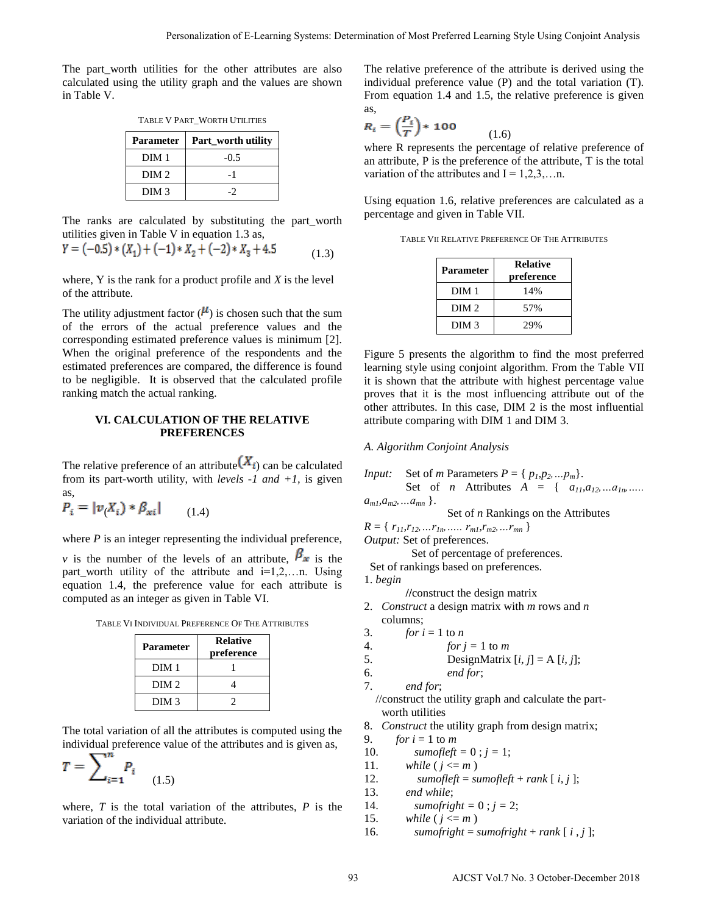The part_worth utilities for the other attributes are also calculated using the utility graph and the values are shown in Table V.

TABLE V PART_WORTH UTILITIES

| Parameter | Part_worth utility |
|---|---|
| DIM 1 | -0.5 |
| DIM 2 | -1 |
| DIM 3 | -2 |

The ranks are calculated by substituting the part_worth utilities given in Table V in equation 1.3 as,

$$Y = (-0.5) * (X_1) + (-1) * X_2 + (-2) * X_3 + 4.5 \qquad (1.3)$$

where, Y is the rank for a product profile and *X* is the level of the attribute.

The utility adjustment factor ($\mu$) is chosen such that the sum of the errors of the actual preference values and the corresponding estimated preference values is minimum [2]. When the original preference of the respondents and the estimated preferences are compared, the difference is found to be negligible. It is observed that the calculated profile ranking match the actual ranking.

## VI. CALCULATION OF THE RELATIVE PREFERENCES

The relative preference of an attribute($X_i$) can be calculated from its part-worth utility, with *levels -1 and +1,* is given as,

$$P_i = |v(X_i) * \beta_{xi}| \qquad (1.4)$$

where *P* is an integer representing the individual preference, *v* is the number of the levels of an attribute, $\beta_x$ is the part_worth utility of the attribute and i=1,2,…n. Using equation 1.4, the preference value for each attribute is computed as an integer as given in Table VI.

TABLE VI INDIVIDUAL PREFERENCE OF THE ATTRIBUTES

| Parameter | Relative preference |
|---|---|
| DIM 1 | 1 |
| DIM 2 | 4 |
| DIM 3 | 2 |

The total variation of all the attributes is computed using the individual preference value of the attributes and is given as,

$$T = \sum_{i=1}^{n} P_i \qquad (1.5)$$

where, *T* is the total variation of the attributes, *P* is the variation of the individual attribute.

The relative preference of the attribute is derived using the individual preference value (P) and the total variation (T). From equation 1.4 and 1.5, the relative preference is given as,

$$R_i = \left(\frac{P_i}{T}\right) * 100 \qquad (1.6)$$

where R represents the percentage of relative preference of an attribute, P is the preference of the attribute, T is the total variation of the attributes and I = 1,2,3,…n.

Using equation 1.6, relative preferences are calculated as a percentage and given in Table VII.

TABLE VII RELATIVE PREFERENCE OF THE ATTRIBUTES

| Parameter | Relative preference |
|---|---|
| DIM 1 | 14% |
| DIM 2 | 57% |
| DIM 3 | 29% |

Figure 5 presents the algorithm to find the most preferred learning style using conjoint algorithm. From the Table VII it is shown that the attribute with highest percentage value proves that it is the most influencing attribute out of the other attributes. In this case, DIM 2 is the most influential attribute comparing with DIM 1 and DIM 3.

### *A. Algorithm Conjoint Analysis*

*Input:* Set of *m* Parameters *P* = { $p_1, p_2, \ldots p_m$}.
Set of *n* Attributes *A* = { $a_{11}, a_{12}, \ldots a_{1n}, \ldots a_{m1}, a_{m2}, \ldots a_{mn}$ }.
Set of *n* Rankings on the Attributes
*R* = { $r_{11}, r_{12}, \ldots r_{1n}, \ldots r_{m1}, r_{m2}, \ldots r_{mn}$ }
*Output:* Set of preferences.
Set of percentage of preferences.
Set of rankings based on preferences.

```
1. begin
       //construct the design matrix
2. Construct a design matrix with m rows and n
   columns;
3.     for i = 1 to n
4.         for j = 1 to m
5.         DesignMatrix [i, j] = A [i, j];
6.         end for;
7.     end for;
   //construct the utility graph and calculate the part-
   worth utilities
8. Construct the utility graph from design matrix;
9.     for i = 1 to m
10.        sumofleft = 0 ; j = 1;
11.    while ( j <= m )
12.        sumofleft = sumofleft + rank [ i, j ];
13.    end while;
14.        sumofright = 0 ; j = 2;
15.    while ( j <= m )
16.        sumofright = sumofright + rank [ i , j ];
```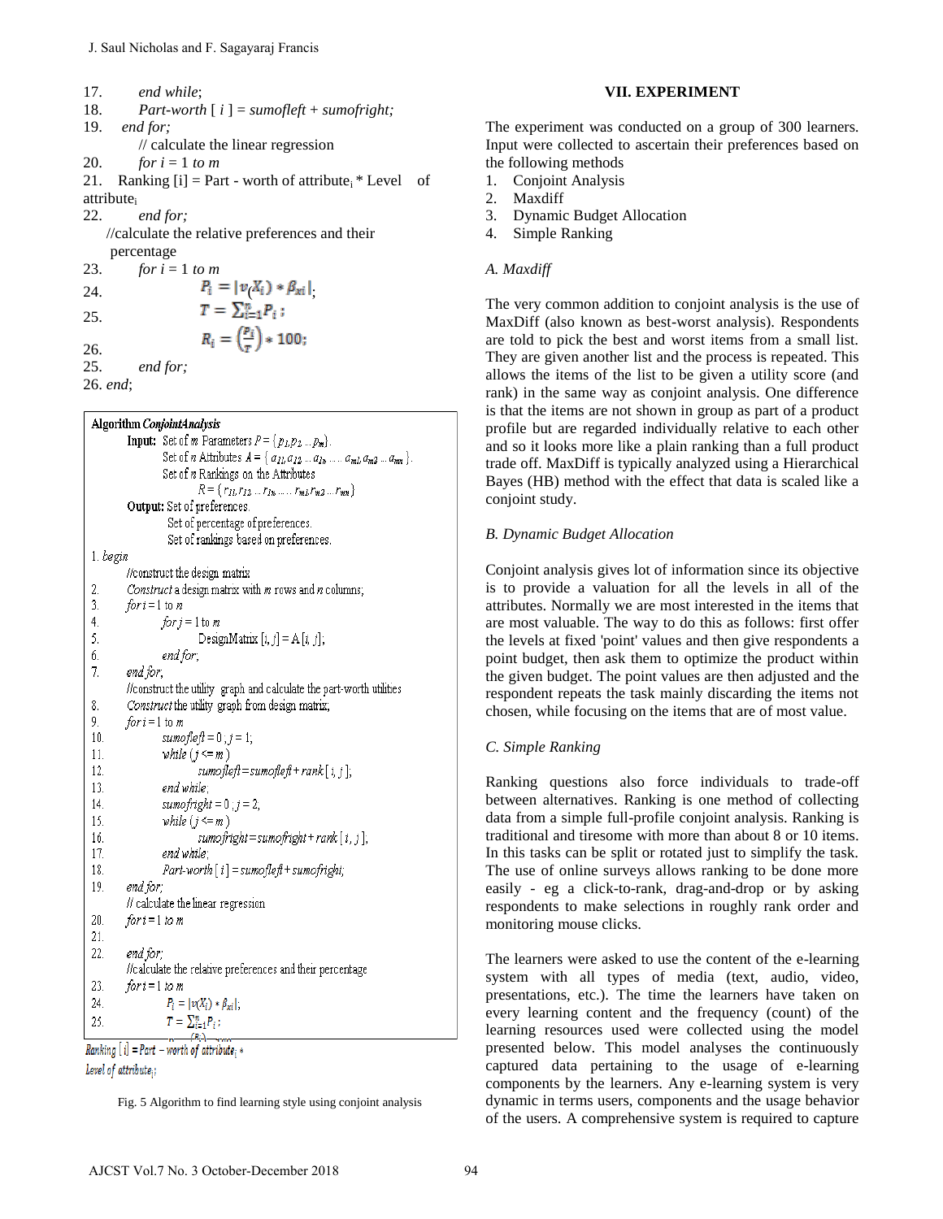17. *end while*;
18. *Part-worth* [ *i* ] = *sumofleft* + *sumofright;*
19. *end for;*
    // calculate the linear regression
20. *for i* = 1 *to m*
21. Ranking [i] = Part - worth of attribute$_i$ * Level of attribute$_i$
22. *end for;*
    //calculate the relative preferences and their percentage
23. *for i* = 1 *to m*
24. $P_i = |v(X_i) * \beta_{xi}|$;
25. $T = \sum_{i=1}^{n} P_i$ ;
26. $R_i = \left(\frac{P_i}{T}\right) * 100;$
25. *end for;*
26. *end*;

```
Algorithm ConjointAnalysis
      Input:  Set of m Parameters P = {p1, p2 .. pm}.
              Set of n Attributes A = { a11, a12 ... a1n ..... am1, am2 ... amn }.
              Set of n Rankings on the Attributes
                      R = { r11, r12 ... r1n ..... rm1, rm2 ... rmn }
      Output: Set of preferences.
              Set of percentage of preferences.
              Set of rankings based on preferences.
1. begin
      //construct the design matrix
2.    Construct a design matrix with m rows and n columns;
3.    for i = 1 to n
4.          for j = 1 to m
5.                DesignMatrix [i, j] = A [i, j];
6.          end for;
7.    end for;
      //construct the utility graph and calculate the part-worth utilites
8.    Construct the utility graph from design matrix;
9.    for i = 1 to m
10.         sumofleft = 0 ; j = 1;
11.         while ( j <= m )
12.               sumofleft = sumofleft + rank [ i, j ];
13.         end while;
14.         sumofright = 0 ; j = 2;
15.         while ( j <= m )
16.               sumofright = sumofright + rank [ i, j ];
17.         end while;
18.         Part-worth [ i ] = sumofleft + sumofright;
19.   end for;
      // calculate the linear regression
20.   for i = 1 to m
21.
22.   end for;
      //calculate the relative preferences and their percentage
23.   for i = 1 to m
24.         Pi = |v(Xi) * βxi|;
25.         T = Σ(i=1..n) Pi ;
Ranking [i] = Part - worth of attribute_i *
Level of attribute_i
```

Fig. 5 Algorithm to find learning style using conjoint analysis

## VII. EXPERIMENT

The experiment was conducted on a group of 300 learners. Input were collected to ascertain their preferences based on the following methods

1. Conjoint Analysis
2. Maxdiff
3. Dynamic Budget Allocation
4. Simple Ranking

### *A. Maxdiff*

The very common addition to conjoint analysis is the use of MaxDiff (also known as best-worst analysis). Respondents are told to pick the best and worst items from a small list. They are given another list and the process is repeated. This allows the items of the list to be given a utility score (and rank) in the same way as conjoint analysis. One difference is that the items are not shown in group as part of a product profile but are regarded individually relative to each other and so it looks more like a plain ranking than a full product trade off. MaxDiff is typically analyzed using a Hierarchical Bayes (HB) method with the effect that data is scaled like a conjoint study.

### *B. Dynamic Budget Allocation*

Conjoint analysis gives lot of information since its objective is to provide a valuation for all the levels in all of the attributes. Normally we are most interested in the items that are most valuable. The way to do this as follows: first offer the levels at fixed 'point' values and then give respondents a point budget, then ask them to optimize the product within the given budget. The point values are then adjusted and the respondent repeats the task mainly discarding the items not chosen, while focusing on the items that are of most value.

### *C. Simple Ranking*

Ranking questions also force individuals to trade-off between alternatives. Ranking is one method of collecting data from a simple full-profile conjoint analysis. Ranking is traditional and tiresome with more than about 8 or 10 items. In this tasks can be split or rotated just to simplify the task. The use of online surveys allows ranking to be done more easily - eg a click-to-rank, drag-and-drop or by asking respondents to make selections in roughly rank order and monitoring mouse clicks.

The learners were asked to use the content of the e-learning system with all types of media (text, audio, video, presentations, etc.). The time the learners have taken on every learning content and the frequency (count) of the learning resources used were collected using the model presented below. This model analyses the continuously captured data pertaining to the usage of e-learning components by the learners. Any e-learning system is very dynamic in terms users, components and the usage behavior of the users. A comprehensive system is required to capture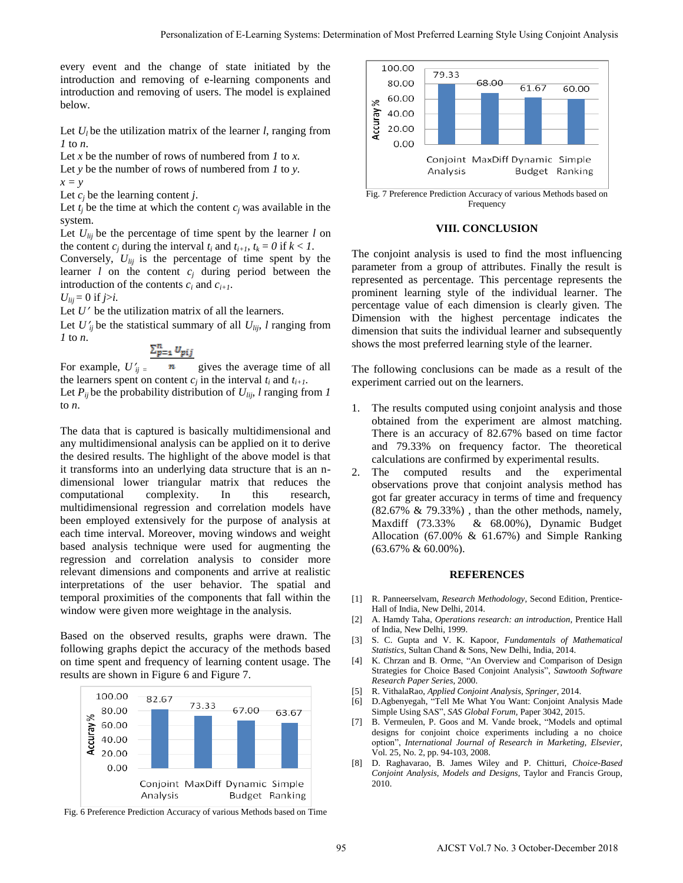every event and the change of state initiated by the introduction and removing of e-learning components and introduction and removing of users. The model is explained below.

Let $U_l$ be the utilization matrix of the learner $l$, ranging from $1$ to $n$.
Let $x$ be the number of rows of numbered from $1$ to $x$.
Let $y$ be the number of rows of numbered from $1$ to $y$.
$x = y$
Let $c_j$ be the learning content $j$.
Let $t_j$ be the time at which the content $c_j$ was available in the system.
Let $U_{lij}$ be the percentage of time spent by the learner $l$ on the content $c_j$ during the interval $t_i$ and $t_{i+1}$, $t_k = 0$ if $k < 1$.
Conversely, $U_{lij}$ is the percentage of time spent by the learner $l$ on the content $c_j$ during period between the introduction of the contents $c_i$ and $c_{i+1}$.
$U_{lij} = 0$ if $j>i$.
Let $U'$ be the utilization matrix of all the learners.
Let $U'_{ij}$ be the statistical summary of all $U_{lij}$, $l$ ranging from $1$ to $n$.

For example, $U'_{ij} = \frac{\sum_{p=1}^{n} U_{pij}}{n}$ gives the average time of all the learners spent on content $c_j$ in the interval $t_i$ and $t_{i+1}$.
Let $P_{ij}$ be the probability distribution of $U_{lij}$, $l$ ranging from $1$ to $n$.

The data that is captured is basically multidimensional and any multidimensional analysis can be applied on it to derive the desired results. The highlight of the above model is that it transforms into an underlying data structure that is an n-dimensional lower triangular matrix that reduces the computational complexity. In this research, multidimensional regression and correlation models have been employed extensively for the purpose of analysis at each time interval. Moreover, moving windows and weight based analysis technique were used for augmenting the regression and correlation analysis to consider more relevant dimensions and components and arrive at realistic interpretations of the user behavior. The spatial and temporal proximities of the components that fall within the window were given more weightage in the analysis.

Based on the observed results, graphs were drawn. The following graphs depict the accuracy of the methods based on time spent and frequency of learning content usage. The results are shown in Figure 6 and Figure 7.

100.00
80.00
60.00
40.00
20.00
0.00
Accuray %
82.67
73.33
67.00
63.67
Conjoint Analysis
MaxDiff
Dynamic Budget
Simple Ranking

Fig. 6 Preference Prediction Accuracy of various Methods based on Time

100.00
80.00
60.00
40.00
20.00
0.00
Accuray %
79.33
68.00
61.67
60.00
Conjoint Analysis
MaxDiff
Dynamic Budget
Simple Ranking

Fig. 7 Preference Prediction Accuracy of various Methods based on Frequency

## VIII. CONCLUSION

The conjoint analysis is used to find the most influencing parameter from a group of attributes. Finally the result is represented as percentage. This percentage represents the prominent learning style of the individual learner. The percentage value of each dimension is clearly given. The Dimension with the highest percentage indicates the dimension that suits the individual learner and subsequently shows the most preferred learning style of the learner.

The following conclusions can be made as a result of the experiment carried out on the learners.

1. The results computed using conjoint analysis and those obtained from the experiment are almost matching. There is an accuracy of 82.67% based on time factor and 79.33% on frequency factor. The theoretical calculations are confirmed by experimental results.
2. The computed results and the experimental observations prove that conjoint analysis method has got far greater accuracy in terms of time and frequency (82.67% & 79.33%) , than the other methods, namely, Maxdiff (73.33% & 68.00%), Dynamic Budget Allocation (67.00% & 61.67%) and Simple Ranking (63.67% & 60.00%).

## REFERENCES

[1] R. Panneerselvam, *Research Methodology*, Second Edition, Prentice-Hall of India, New Delhi, 2014.

[2] A. Hamdy Taha, *Operations research: an introduction*, Prentice Hall of India, New Delhi, 1999.

[3] S. C. Gupta and V. K. Kapoor, *Fundamentals of Mathematical Statistics*, Sultan Chand & Sons, New Delhi, India, 2014.

[4] K. Chrzan and B. Orme, "An Overview and Comparison of Design Strategies for Choice Based Conjoint Analysis", *Sawtooth Software Research Paper Series*, 2000.

[5] R. VithalaRao, *Applied Conjoint Analysis*, *Springer*, 2014.

[6] D.Agbenyegah, "Tell Me What You Want: Conjoint Analysis Made Simple Using SAS", *SAS Global Forum*, Paper 3042, 2015.

[7] B. Vermeulen, P. Goos and M. Vande broek, "Models and optimal designs for conjoint choice experiments including a no choice option", *International Journal of Research in Marketing, Elsevier*, Vol. 25, No. 2, pp. 94-103, 2008.

[8] D. Raghavarao, B. James Wiley and P. Chitturi, *Choice-Based Conjoint Analysis, Models and Designs*, Taylor and Francis Group, 2010.